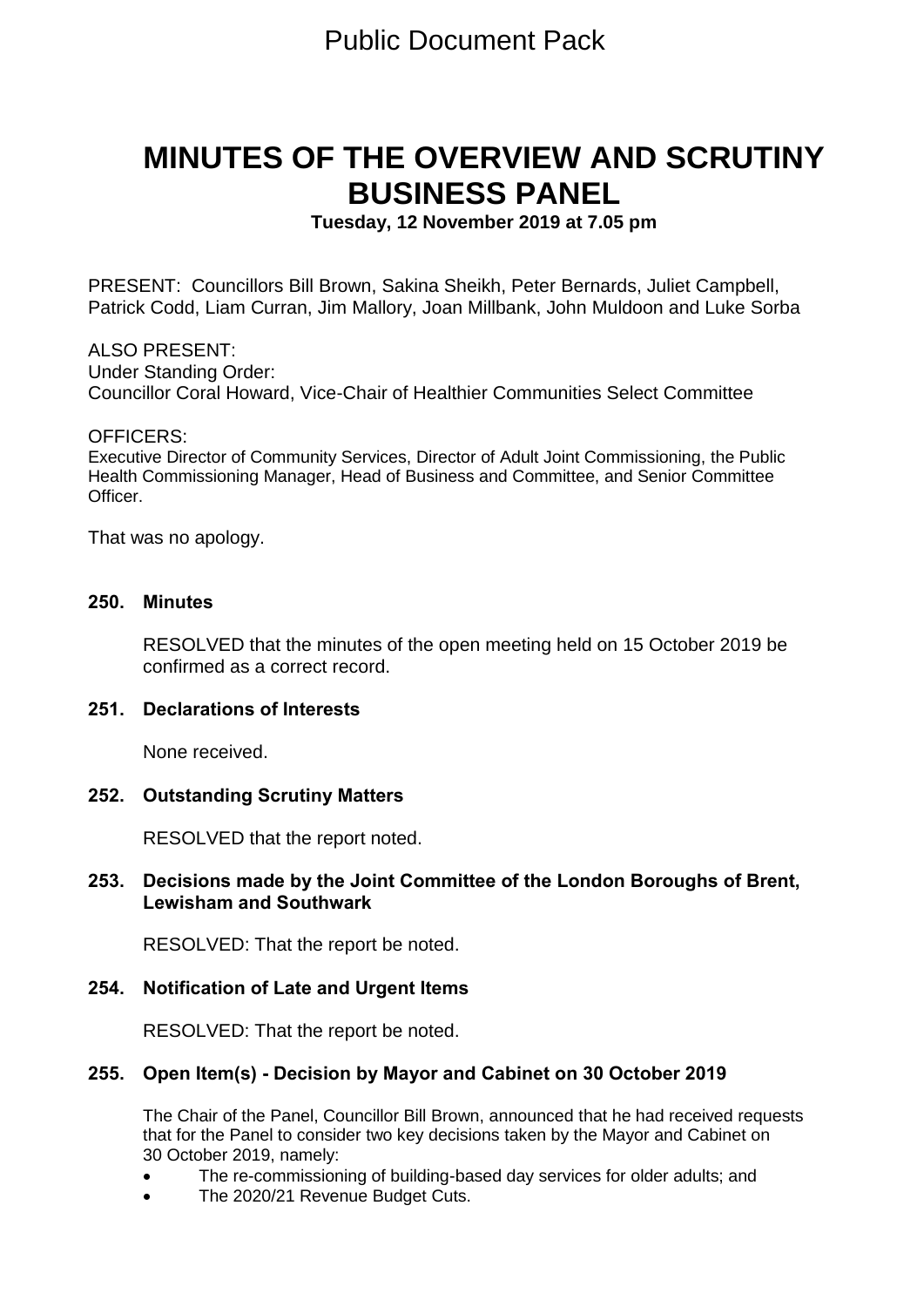Public Document Pack

# MINUTES OF THE OVERVIEW AND SCRUTINY BUSINESS PANEL

**Tuesday, 12 November 2019 at 7.05 pm**

PRESENT: Councillors Bill Brown, Sakina Sheikh, Peter Bernards, Juliet Campbell, Patrick Codd, Liam Curran, Jim Mallory, Joan Millbank, John Muldoon and Luke Sorba

ALSO PRESENT:
Under Standing Order:
Councillor Coral Howard, Vice-Chair of Healthier Communities Select Committee

OFFICERS:
Executive Director of Community Services, Director of Adult Joint Commissioning, the Public Health Commissioning Manager, Head of Business and Committee, and Senior Committee Officer.

That was no apology.

### 250. Minutes

RESOLVED that the minutes of the open meeting held on 15 October 2019 be confirmed as a correct record.

### 251. Declarations of Interests

None received.

### 252. Outstanding Scrutiny Matters

RESOLVED that the report noted.

### 253. Decisions made by the Joint Committee of the London Boroughs of Brent, Lewisham and Southwark

RESOLVED: That the report be noted.

### 254. Notification of Late and Urgent Items

RESOLVED: That the report be noted.

### 255. Open Item(s) - Decision by Mayor and Cabinet on 30 October 2019

The Chair of the Panel, Councillor Bill Brown, announced that he had received requests that for the Panel to consider two key decisions taken by the Mayor and Cabinet on 30 October 2019, namely:

- The re-commissioning of building-based day services for older adults; and
- The 2020/21 Revenue Budget Cuts.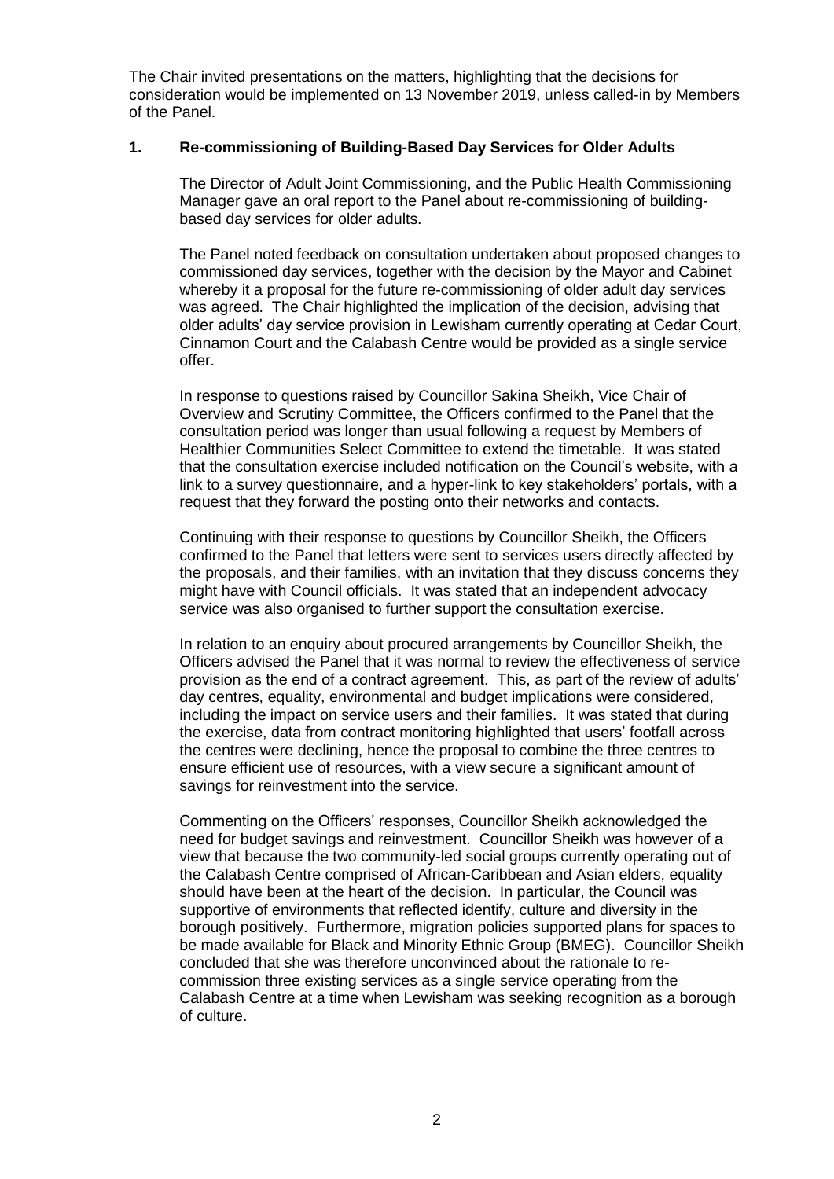The Chair invited presentations on the matters, highlighting that the decisions for consideration would be implemented on 13 November 2019, unless called-in by Members of the Panel.

## 1. Re-commissioning of Building-Based Day Services for Older Adults

The Director of Adult Joint Commissioning, and the Public Health Commissioning Manager gave an oral report to the Panel about re-commissioning of building-based day services for older adults.

The Panel noted feedback on consultation undertaken about proposed changes to commissioned day services, together with the decision by the Mayor and Cabinet whereby it a proposal for the future re-commissioning of older adult day services was agreed. The Chair highlighted the implication of the decision, advising that older adults' day service provision in Lewisham currently operating at Cedar Court, Cinnamon Court and the Calabash Centre would be provided as a single service offer.

In response to questions raised by Councillor Sakina Sheikh, Vice Chair of Overview and Scrutiny Committee, the Officers confirmed to the Panel that the consultation period was longer than usual following a request by Members of Healthier Communities Select Committee to extend the timetable. It was stated that the consultation exercise included notification on the Council's website, with a link to a survey questionnaire, and a hyper-link to key stakeholders' portals, with a request that they forward the posting onto their networks and contacts.

Continuing with their response to questions by Councillor Sheikh, the Officers confirmed to the Panel that letters were sent to services users directly affected by the proposals, and their families, with an invitation that they discuss concerns they might have with Council officials. It was stated that an independent advocacy service was also organised to further support the consultation exercise.

In relation to an enquiry about procured arrangements by Councillor Sheikh, the Officers advised the Panel that it was normal to review the effectiveness of service provision as the end of a contract agreement. This, as part of the review of adults' day centres, equality, environmental and budget implications were considered, including the impact on service users and their families. It was stated that during the exercise, data from contract monitoring highlighted that users' footfall across the centres were declining, hence the proposal to combine the three centres to ensure efficient use of resources, with a view secure a significant amount of savings for reinvestment into the service.

Commenting on the Officers' responses, Councillor Sheikh acknowledged the need for budget savings and reinvestment. Councillor Sheikh was however of a view that because the two community-led social groups currently operating out of the Calabash Centre comprised of African-Caribbean and Asian elders, equality should have been at the heart of the decision. In particular, the Council was supportive of environments that reflected identify, culture and diversity in the borough positively. Furthermore, migration policies supported plans for spaces to be made available for Black and Minority Ethnic Group (BMEG). Councillor Sheikh concluded that she was therefore unconvinced about the rationale to re-commission three existing services as a single service operating from the Calabash Centre at a time when Lewisham was seeking recognition as a borough of culture.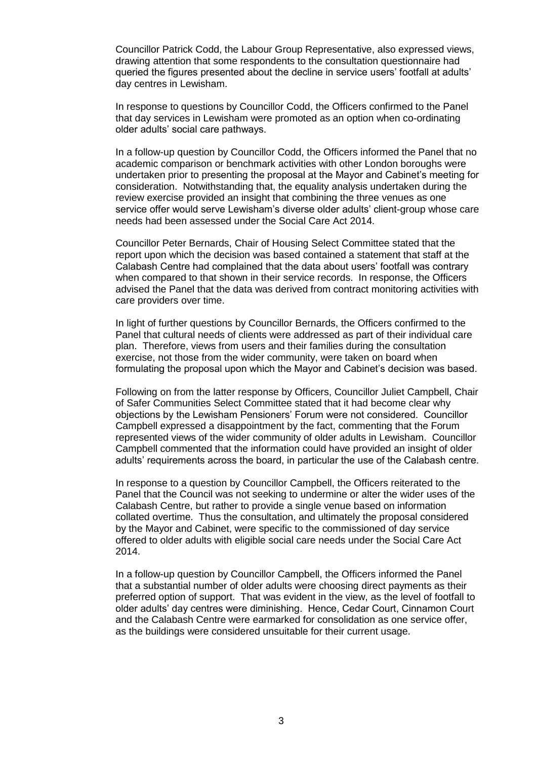Councillor Patrick Codd, the Labour Group Representative, also expressed views, drawing attention that some respondents to the consultation questionnaire had queried the figures presented about the decline in service users' footfall at adults' day centres in Lewisham.

In response to questions by Councillor Codd, the Officers confirmed to the Panel that day services in Lewisham were promoted as an option when co-ordinating older adults' social care pathways.

In a follow-up question by Councillor Codd, the Officers informed the Panel that no academic comparison or benchmark activities with other London boroughs were undertaken prior to presenting the proposal at the Mayor and Cabinet's meeting for consideration. Notwithstanding that, the equality analysis undertaken during the review exercise provided an insight that combining the three venues as one service offer would serve Lewisham's diverse older adults' client-group whose care needs had been assessed under the Social Care Act 2014.

Councillor Peter Bernards, Chair of Housing Select Committee stated that the report upon which the decision was based contained a statement that staff at the Calabash Centre had complained that the data about users' footfall was contrary when compared to that shown in their service records. In response, the Officers advised the Panel that the data was derived from contract monitoring activities with care providers over time.

In light of further questions by Councillor Bernards, the Officers confirmed to the Panel that cultural needs of clients were addressed as part of their individual care plan. Therefore, views from users and their families during the consultation exercise, not those from the wider community, were taken on board when formulating the proposal upon which the Mayor and Cabinet's decision was based.

Following on from the latter response by Officers, Councillor Juliet Campbell, Chair of Safer Communities Select Committee stated that it had become clear why objections by the Lewisham Pensioners' Forum were not considered. Councillor Campbell expressed a disappointment by the fact, commenting that the Forum represented views of the wider community of older adults in Lewisham. Councillor Campbell commented that the information could have provided an insight of older adults' requirements across the board, in particular the use of the Calabash centre.

In response to a question by Councillor Campbell, the Officers reiterated to the Panel that the Council was not seeking to undermine or alter the wider uses of the Calabash Centre, but rather to provide a single venue based on information collated overtime. Thus the consultation, and ultimately the proposal considered by the Mayor and Cabinet, were specific to the commissioned of day service offered to older adults with eligible social care needs under the Social Care Act 2014.

In a follow-up question by Councillor Campbell, the Officers informed the Panel that a substantial number of older adults were choosing direct payments as their preferred option of support. That was evident in the view, as the level of footfall to older adults' day centres were diminishing. Hence, Cedar Court, Cinnamon Court and the Calabash Centre were earmarked for consolidation as one service offer, as the buildings were considered unsuitable for their current usage.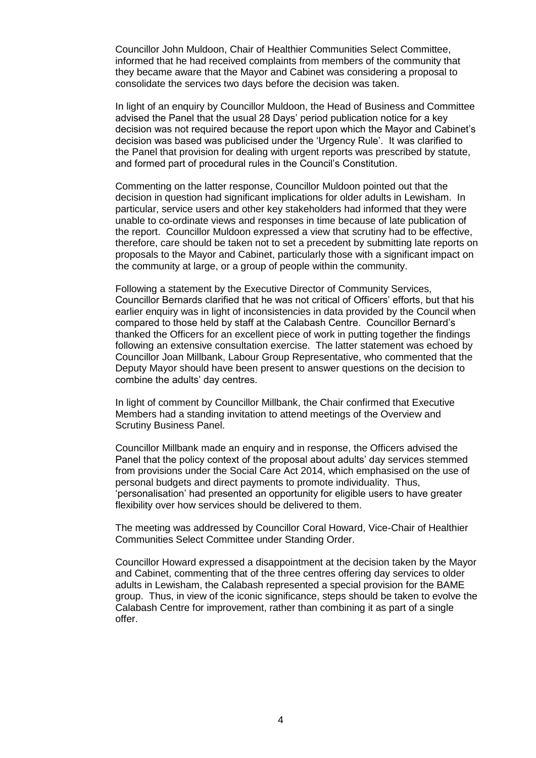Councillor John Muldoon, Chair of Healthier Communities Select Committee, informed that he had received complaints from members of the community that they became aware that the Mayor and Cabinet was considering a proposal to consolidate the services two days before the decision was taken.

In light of an enquiry by Councillor Muldoon, the Head of Business and Committee advised the Panel that the usual 28 Days' period publication notice for a key decision was not required because the report upon which the Mayor and Cabinet's decision was based was publicised under the 'Urgency Rule'. It was clarified to the Panel that provision for dealing with urgent reports was prescribed by statute, and formed part of procedural rules in the Council's Constitution.

Commenting on the latter response, Councillor Muldoon pointed out that the decision in question had significant implications for older adults in Lewisham. In particular, service users and other key stakeholders had informed that they were unable to co-ordinate views and responses in time because of late publication of the report. Councillor Muldoon expressed a view that scrutiny had to be effective, therefore, care should be taken not to set a precedent by submitting late reports on proposals to the Mayor and Cabinet, particularly those with a significant impact on the community at large, or a group of people within the community.

Following a statement by the Executive Director of Community Services, Councillor Bernards clarified that he was not critical of Officers' efforts, but that his earlier enquiry was in light of inconsistencies in data provided by the Council when compared to those held by staff at the Calabash Centre. Councillor Bernard's thanked the Officers for an excellent piece of work in putting together the findings following an extensive consultation exercise. The latter statement was echoed by Councillor Joan Millbank, Labour Group Representative, who commented that the Deputy Mayor should have been present to answer questions on the decision to combine the adults' day centres.

In light of comment by Councillor Millbank, the Chair confirmed that Executive Members had a standing invitation to attend meetings of the Overview and Scrutiny Business Panel.

Councillor Millbank made an enquiry and in response, the Officers advised the Panel that the policy context of the proposal about adults' day services stemmed from provisions under the Social Care Act 2014, which emphasised on the use of personal budgets and direct payments to promote individuality. Thus, 'personalisation' had presented an opportunity for eligible users to have greater flexibility over how services should be delivered to them.

The meeting was addressed by Councillor Coral Howard, Vice-Chair of Healthier Communities Select Committee under Standing Order.

Councillor Howard expressed a disappointment at the decision taken by the Mayor and Cabinet, commenting that of the three centres offering day services to older adults in Lewisham, the Calabash represented a special provision for the BAME group. Thus, in view of the iconic significance, steps should be taken to evolve the Calabash Centre for improvement, rather than combining it as part of a single offer.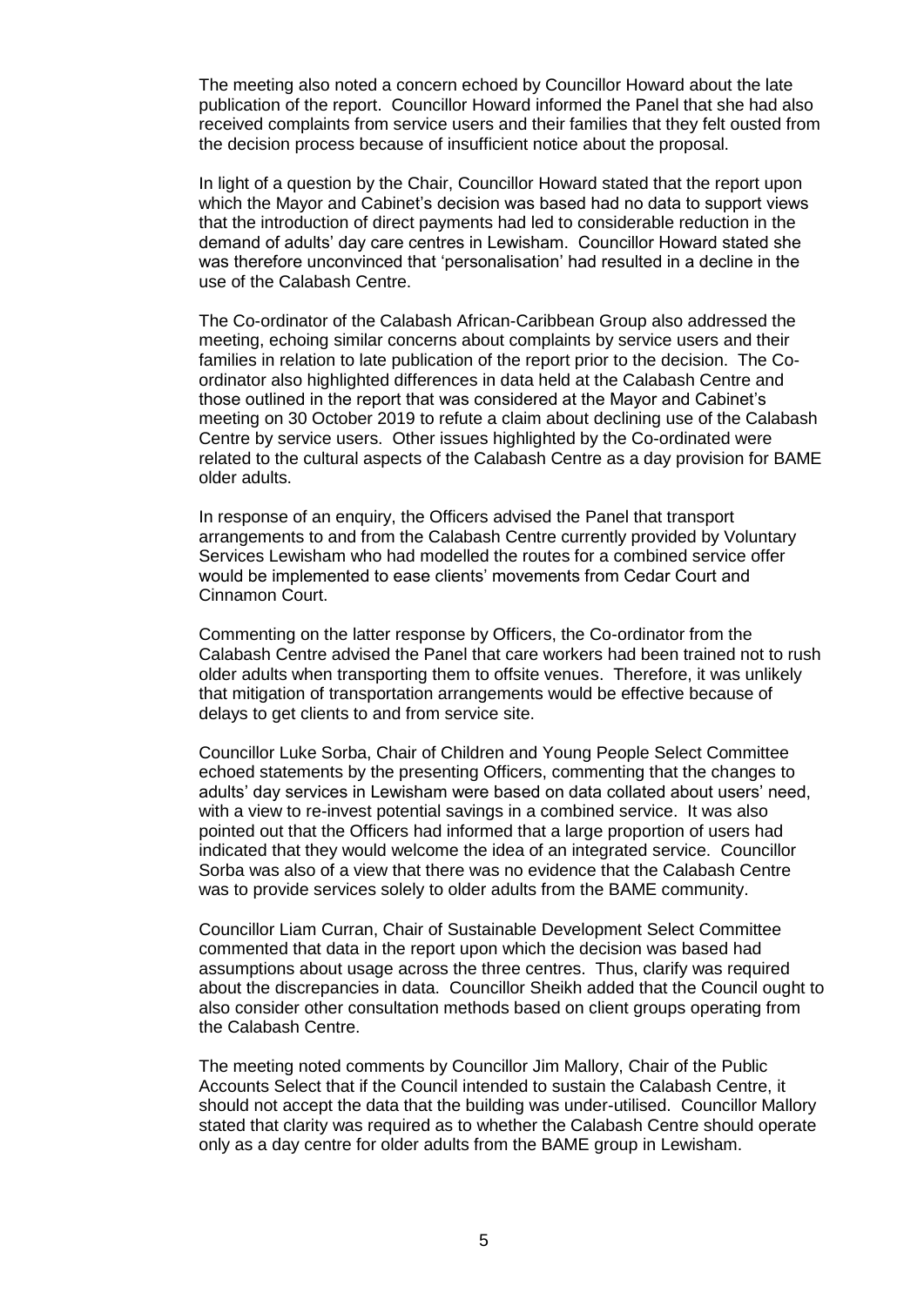The meeting also noted a concern echoed by Councillor Howard about the late publication of the report. Councillor Howard informed the Panel that she had also received complaints from service users and their families that they felt ousted from the decision process because of insufficient notice about the proposal.

In light of a question by the Chair, Councillor Howard stated that the report upon which the Mayor and Cabinet's decision was based had no data to support views that the introduction of direct payments had led to considerable reduction in the demand of adults' day care centres in Lewisham. Councillor Howard stated she was therefore unconvinced that 'personalisation' had resulted in a decline in the use of the Calabash Centre.

The Co-ordinator of the Calabash African-Caribbean Group also addressed the meeting, echoing similar concerns about complaints by service users and their families in relation to late publication of the report prior to the decision. The Co-ordinator also highlighted differences in data held at the Calabash Centre and those outlined in the report that was considered at the Mayor and Cabinet's meeting on 30 October 2019 to refute a claim about declining use of the Calabash Centre by service users. Other issues highlighted by the Co-ordinated were related to the cultural aspects of the Calabash Centre as a day provision for BAME older adults.

In response of an enquiry, the Officers advised the Panel that transport arrangements to and from the Calabash Centre currently provided by Voluntary Services Lewisham who had modelled the routes for a combined service offer would be implemented to ease clients' movements from Cedar Court and Cinnamon Court.

Commenting on the latter response by Officers, the Co-ordinator from the Calabash Centre advised the Panel that care workers had been trained not to rush older adults when transporting them to offsite venues. Therefore, it was unlikely that mitigation of transportation arrangements would be effective because of delays to get clients to and from service site.

Councillor Luke Sorba, Chair of Children and Young People Select Committee echoed statements by the presenting Officers, commenting that the changes to adults' day services in Lewisham were based on data collated about users' need, with a view to re-invest potential savings in a combined service. It was also pointed out that the Officers had informed that a large proportion of users had indicated that they would welcome the idea of an integrated service. Councillor Sorba was also of a view that there was no evidence that the Calabash Centre was to provide services solely to older adults from the BAME community.

Councillor Liam Curran, Chair of Sustainable Development Select Committee commented that data in the report upon which the decision was based had assumptions about usage across the three centres. Thus, clarify was required about the discrepancies in data. Councillor Sheikh added that the Council ought to also consider other consultation methods based on client groups operating from the Calabash Centre.

The meeting noted comments by Councillor Jim Mallory, Chair of the Public Accounts Select that if the Council intended to sustain the Calabash Centre, it should not accept the data that the building was under-utilised. Councillor Mallory stated that clarity was required as to whether the Calabash Centre should operate only as a day centre for older adults from the BAME group in Lewisham.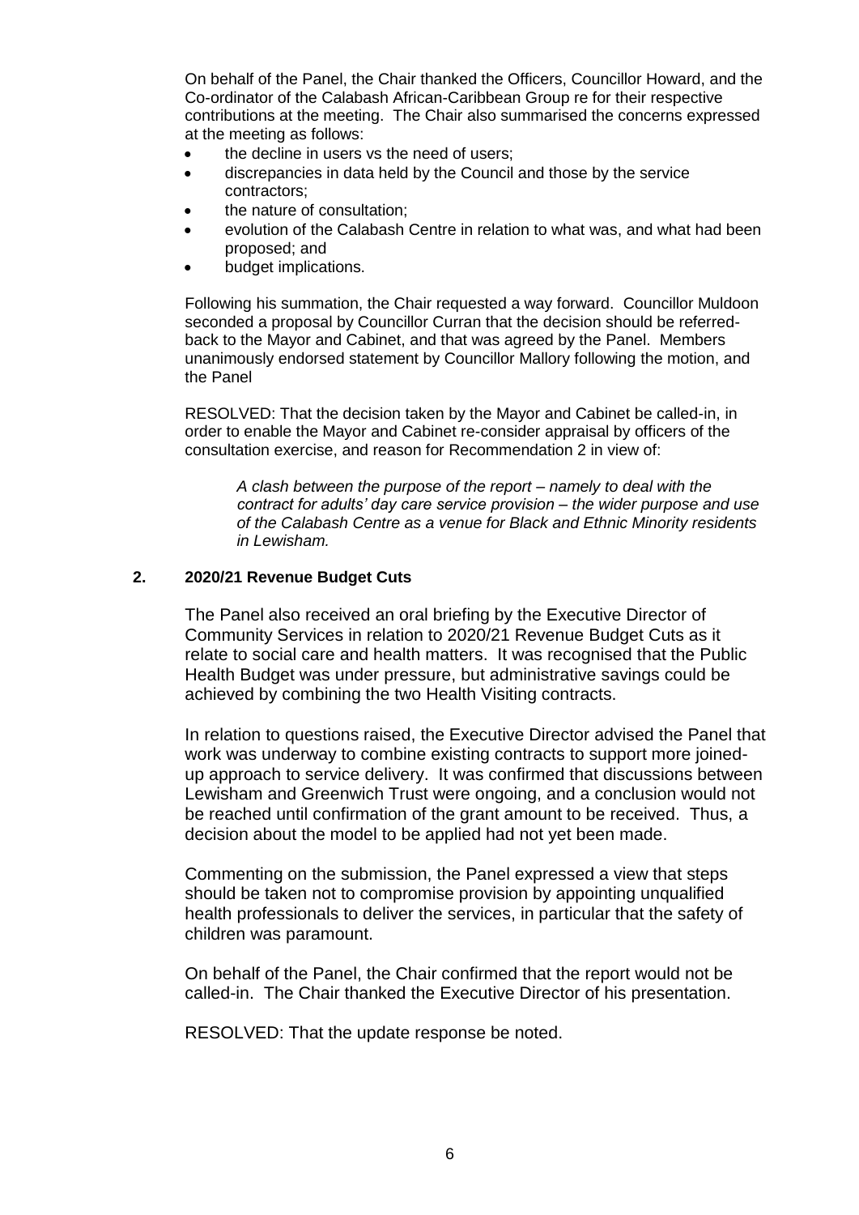On behalf of the Panel, the Chair thanked the Officers, Councillor Howard, and the Co-ordinator of the Calabash African-Caribbean Group re for their respective contributions at the meeting. The Chair also summarised the concerns expressed at the meeting as follows:

- the decline in users vs the need of users;
- discrepancies in data held by the Council and those by the service contractors;
- the nature of consultation;
- evolution of the Calabash Centre in relation to what was, and what had been proposed; and
- budget implications.

Following his summation, the Chair requested a way forward. Councillor Muldoon seconded a proposal by Councillor Curran that the decision should be referred-back to the Mayor and Cabinet, and that was agreed by the Panel. Members unanimously endorsed statement by Councillor Mallory following the motion, and the Panel

RESOLVED: That the decision taken by the Mayor and Cabinet be called-in, in order to enable the Mayor and Cabinet re-consider appraisal by officers of the consultation exercise, and reason for Recommendation 2 in view of:

> *A clash between the purpose of the report – namely to deal with the contract for adults' day care service provision – the wider purpose and use of the Calabash Centre as a venue for Black and Ethnic Minority residents in Lewisham.*

## 2. 2020/21 Revenue Budget Cuts

The Panel also received an oral briefing by the Executive Director of Community Services in relation to 2020/21 Revenue Budget Cuts as it relate to social care and health matters. It was recognised that the Public Health Budget was under pressure, but administrative savings could be achieved by combining the two Health Visiting contracts.

In relation to questions raised, the Executive Director advised the Panel that work was underway to combine existing contracts to support more joined-up approach to service delivery. It was confirmed that discussions between Lewisham and Greenwich Trust were ongoing, and a conclusion would not be reached until confirmation of the grant amount to be received. Thus, a decision about the model to be applied had not yet been made.

Commenting on the submission, the Panel expressed a view that steps should be taken not to compromise provision by appointing unqualified health professionals to deliver the services, in particular that the safety of children was paramount.

On behalf of the Panel, the Chair confirmed that the report would not be called-in. The Chair thanked the Executive Director of his presentation.

RESOLVED: That the update response be noted.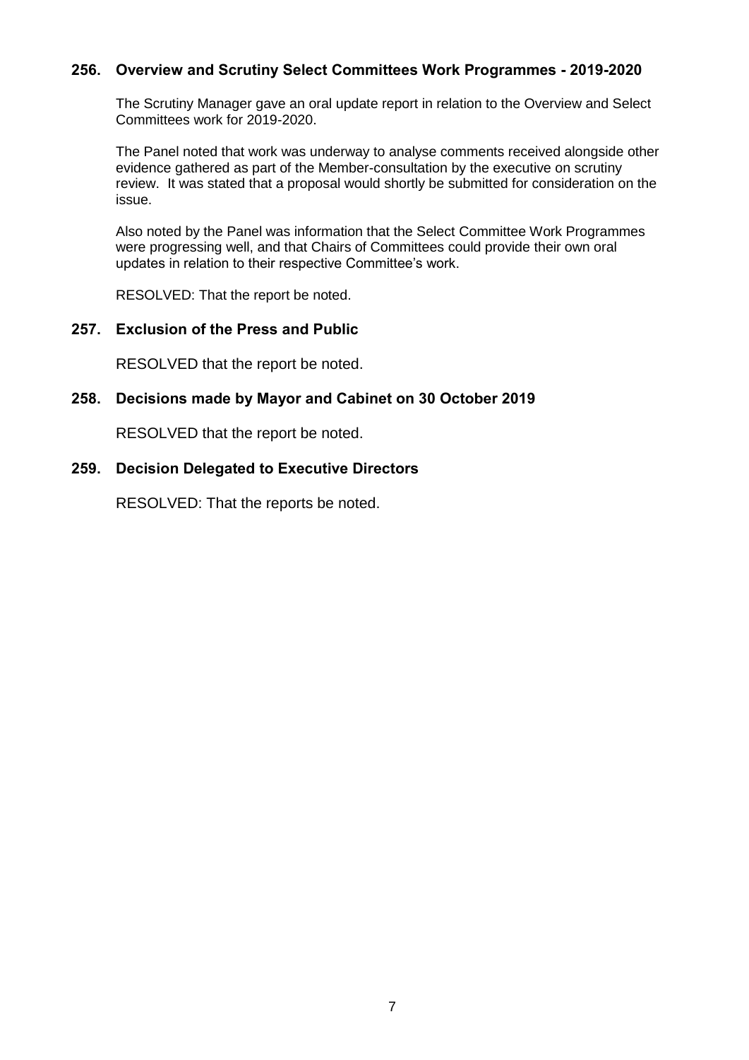## 256. Overview and Scrutiny Select Committees Work Programmes - 2019-2020

The Scrutiny Manager gave an oral update report in relation to the Overview and Select Committees work for 2019-2020.

The Panel noted that work was underway to analyse comments received alongside other evidence gathered as part of the Member-consultation by the executive on scrutiny review. It was stated that a proposal would shortly be submitted for consideration on the issue.

Also noted by the Panel was information that the Select Committee Work Programmes were progressing well, and that Chairs of Committees could provide their own oral updates in relation to their respective Committee's work.

RESOLVED: That the report be noted.

## 257. Exclusion of the Press and Public

RESOLVED that the report be noted.

## 258. Decisions made by Mayor and Cabinet on 30 October 2019

RESOLVED that the report be noted.

## 259. Decision Delegated to Executive Directors

RESOLVED: That the reports be noted.